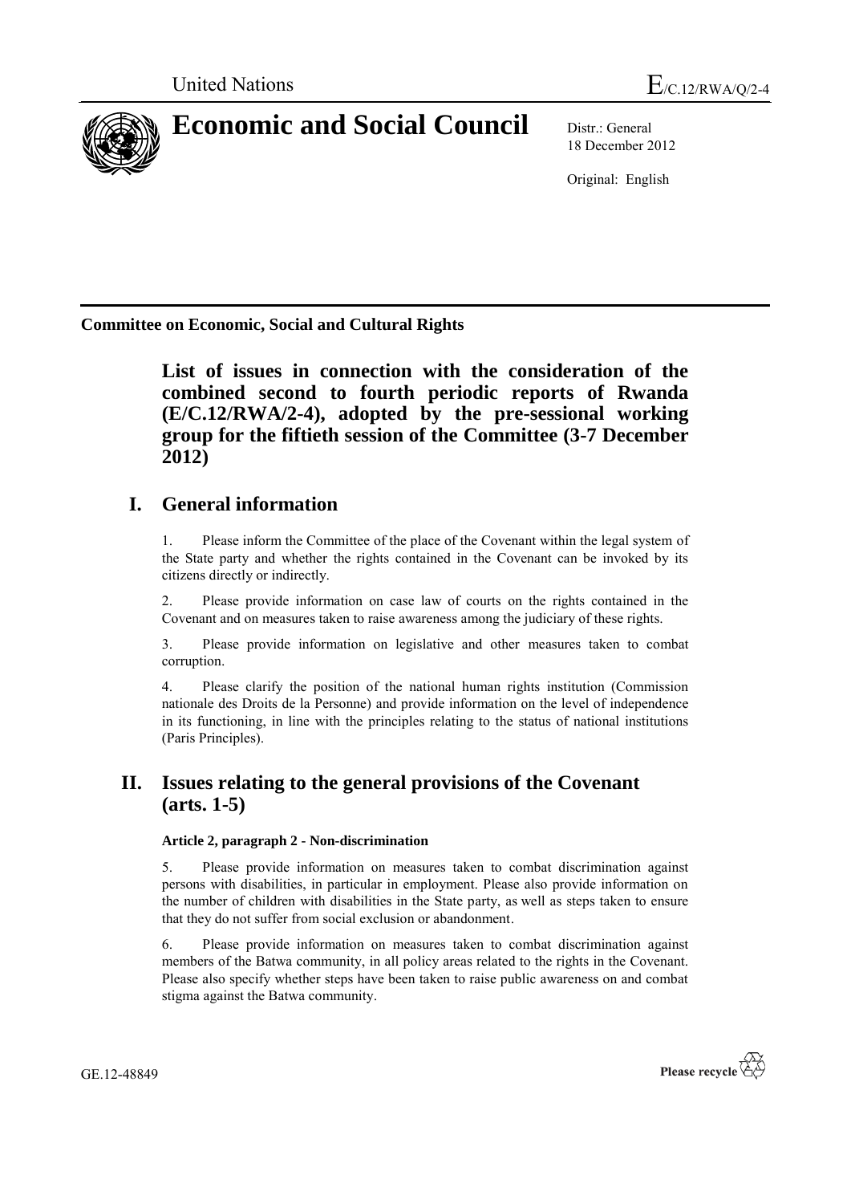United Nations

# E/C.12/RWA/Q/2-4

# Economic and Social Council

Distr.: General
18 December 2012

Original: English

**Committee on Economic, Social and Cultural Rights**

## List of issues in connection with the consideration of the combined second to fourth periodic reports of Rwanda (E/C.12/RWA/2-4), adopted by the pre-sessional working group for the fiftieth session of the Committee (3-7 December 2012)

## I. General information

1. Please inform the Committee of the place of the Covenant within the legal system of the State party and whether the rights contained in the Covenant can be invoked by its citizens directly or indirectly.

2. Please provide information on case law of courts on the rights contained in the Covenant and on measures taken to raise awareness among the judiciary of these rights.

3. Please provide information on legislative and other measures taken to combat corruption.

4. Please clarify the position of the national human rights institution (Commission nationale des Droits de la Personne) and provide information on the level of independence in its functioning, in line with the principles relating to the status of national institutions (Paris Principles).

## II. Issues relating to the general provisions of the Covenant (arts. 1-5)

### Article 2, paragraph 2 - Non-discrimination

5. Please provide information on measures taken to combat discrimination against persons with disabilities, in particular in employment. Please also provide information on the number of children with disabilities in the State party, as well as steps taken to ensure that they do not suffer from social exclusion or abandonment.

6. Please provide information on measures taken to combat discrimination against members of the Batwa community, in all policy areas related to the rights in the Covenant. Please also specify whether steps have been taken to raise public awareness on and combat stigma against the Batwa community.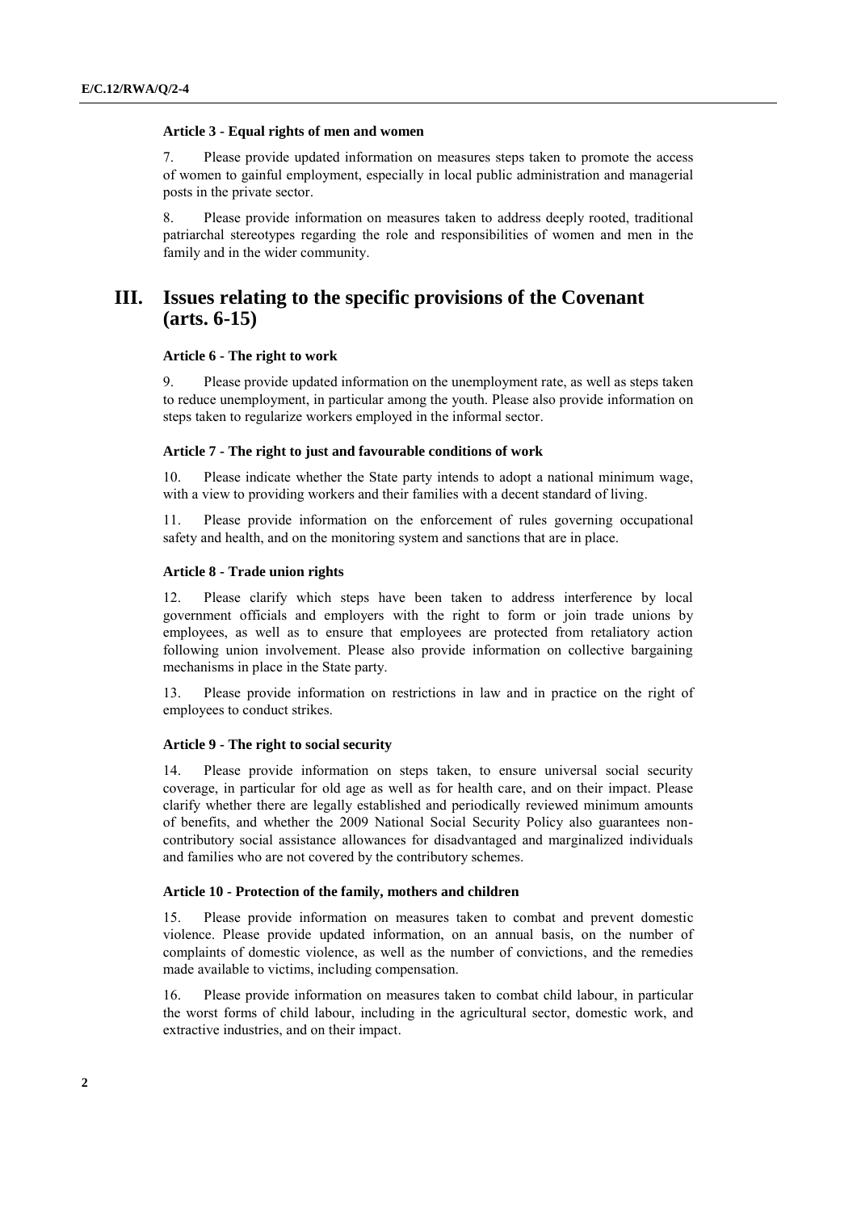#### Article 3 - Equal rights of men and women

7. Please provide updated information on measures steps taken to promote the access of women to gainful employment, especially in local public administration and managerial posts in the private sector.

8. Please provide information on measures taken to address deeply rooted, traditional patriarchal stereotypes regarding the role and responsibilities of women and men in the family and in the wider community.

## III. Issues relating to the specific provisions of the Covenant (arts. 6-15)

#### Article 6 - The right to work

9. Please provide updated information on the unemployment rate, as well as steps taken to reduce unemployment, in particular among the youth. Please also provide information on steps taken to regularize workers employed in the informal sector.

#### Article 7 - The right to just and favourable conditions of work

10. Please indicate whether the State party intends to adopt a national minimum wage, with a view to providing workers and their families with a decent standard of living.

11. Please provide information on the enforcement of rules governing occupational safety and health, and on the monitoring system and sanctions that are in place.

#### Article 8 - Trade union rights

12. Please clarify which steps have been taken to address interference by local government officials and employers with the right to form or join trade unions by employees, as well as to ensure that employees are protected from retaliatory action following union involvement. Please also provide information on collective bargaining mechanisms in place in the State party.

13. Please provide information on restrictions in law and in practice on the right of employees to conduct strikes.

#### Article 9 - The right to social security

14. Please provide information on steps taken, to ensure universal social security coverage, in particular for old age as well as for health care, and on their impact. Please clarify whether there are legally established and periodically reviewed minimum amounts of benefits, and whether the 2009 National Social Security Policy also guarantees non-contributory social assistance allowances for disadvantaged and marginalized individuals and families who are not covered by the contributory schemes.

#### Article 10 - Protection of the family, mothers and children

15. Please provide information on measures taken to combat and prevent domestic violence. Please provide updated information, on an annual basis, on the number of complaints of domestic violence, as well as the number of convictions, and the remedies made available to victims, including compensation.

16. Please provide information on measures taken to combat child labour, in particular the worst forms of child labour, including in the agricultural sector, domestic work, and extractive industries, and on their impact.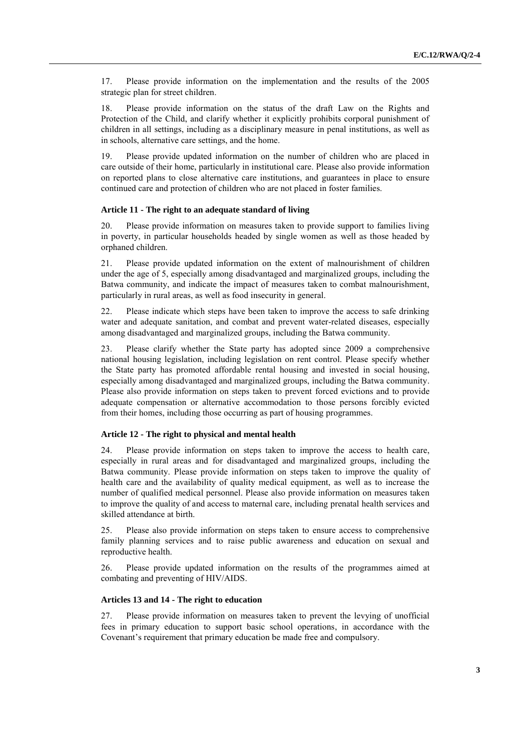17. Please provide information on the implementation and the results of the 2005 strategic plan for street children.

18. Please provide information on the status of the draft Law on the Rights and Protection of the Child, and clarify whether it explicitly prohibits corporal punishment of children in all settings, including as a disciplinary measure in penal institutions, as well as in schools, alternative care settings, and the home.

19. Please provide updated information on the number of children who are placed in care outside of their home, particularly in institutional care. Please also provide information on reported plans to close alternative care institutions, and guarantees in place to ensure continued care and protection of children who are not placed in foster families.

### Article 11 - The right to an adequate standard of living

20. Please provide information on measures taken to provide support to families living in poverty, in particular households headed by single women as well as those headed by orphaned children.

21. Please provide updated information on the extent of malnourishment of children under the age of 5, especially among disadvantaged and marginalized groups, including the Batwa community, and indicate the impact of measures taken to combat malnourishment, particularly in rural areas, as well as food insecurity in general.

22. Please indicate which steps have been taken to improve the access to safe drinking water and adequate sanitation, and combat and prevent water-related diseases, especially among disadvantaged and marginalized groups, including the Batwa community.

23. Please clarify whether the State party has adopted since 2009 a comprehensive national housing legislation, including legislation on rent control. Please specify whether the State party has promoted affordable rental housing and invested in social housing, especially among disadvantaged and marginalized groups, including the Batwa community. Please also provide information on steps taken to prevent forced evictions and to provide adequate compensation or alternative accommodation to those persons forcibly evicted from their homes, including those occurring as part of housing programmes.

### Article 12 - The right to physical and mental health

24. Please provide information on steps taken to improve the access to health care, especially in rural areas and for disadvantaged and marginalized groups, including the Batwa community. Please provide information on steps taken to improve the quality of health care and the availability of quality medical equipment, as well as to increase the number of qualified medical personnel. Please also provide information on measures taken to improve the quality of and access to maternal care, including prenatal health services and skilled attendance at birth.

25. Please also provide information on steps taken to ensure access to comprehensive family planning services and to raise public awareness and education on sexual and reproductive health.

26. Please provide updated information on the results of the programmes aimed at combating and preventing of HIV/AIDS.

### Articles 13 and 14 - The right to education

27. Please provide information on measures taken to prevent the levying of unofficial fees in primary education to support basic school operations, in accordance with the Covenant's requirement that primary education be made free and compulsory.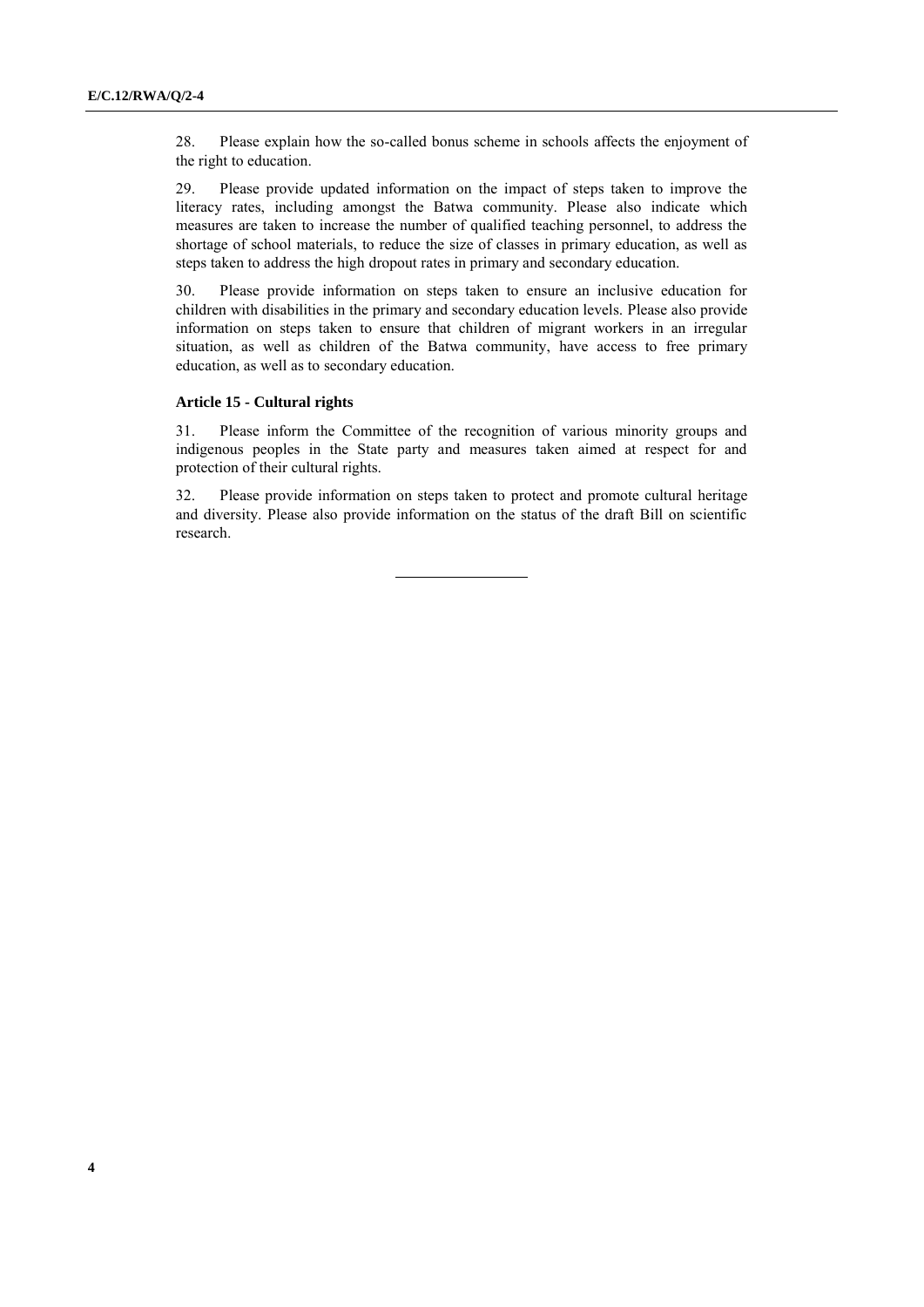28. Please explain how the so-called bonus scheme in schools affects the enjoyment of the right to education.

29. Please provide updated information on the impact of steps taken to improve the literacy rates, including amongst the Batwa community. Please also indicate which measures are taken to increase the number of qualified teaching personnel, to address the shortage of school materials, to reduce the size of classes in primary education, as well as steps taken to address the high dropout rates in primary and secondary education.

30. Please provide information on steps taken to ensure an inclusive education for children with disabilities in the primary and secondary education levels. Please also provide information on steps taken to ensure that children of migrant workers in an irregular situation, as well as children of the Batwa community, have access to free primary education, as well as to secondary education.

### Article 15 - Cultural rights

31. Please inform the Committee of the recognition of various minority groups and indigenous peoples in the State party and measures taken aimed at respect for and protection of their cultural rights.

32. Please provide information on steps taken to protect and promote cultural heritage and diversity. Please also provide information on the status of the draft Bill on scientific research.